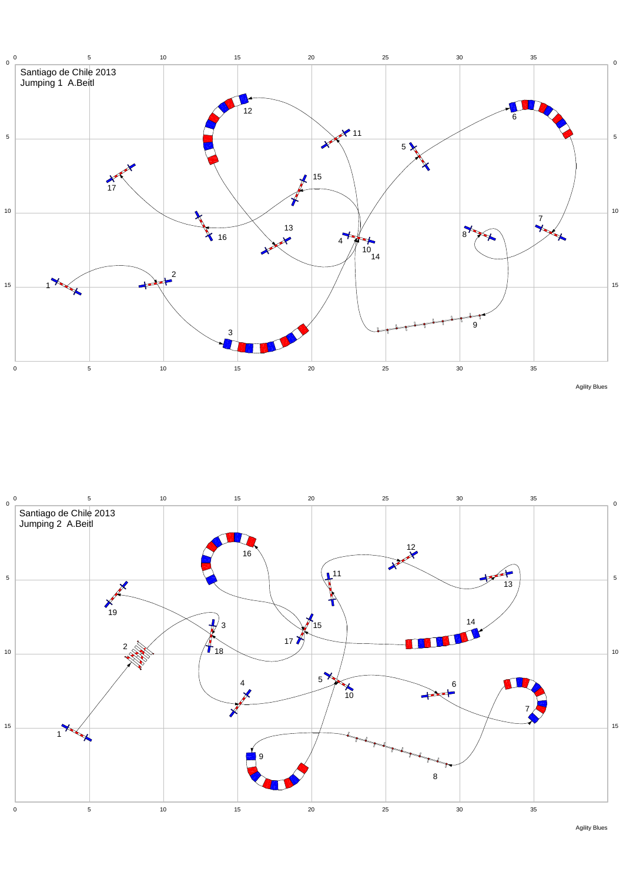Santiago de Chile 2013
Jumping 1  A.Beitl

Agility Blues

Santiago de Chile 2013
Jumping 2  A.Beitl

Agility Blues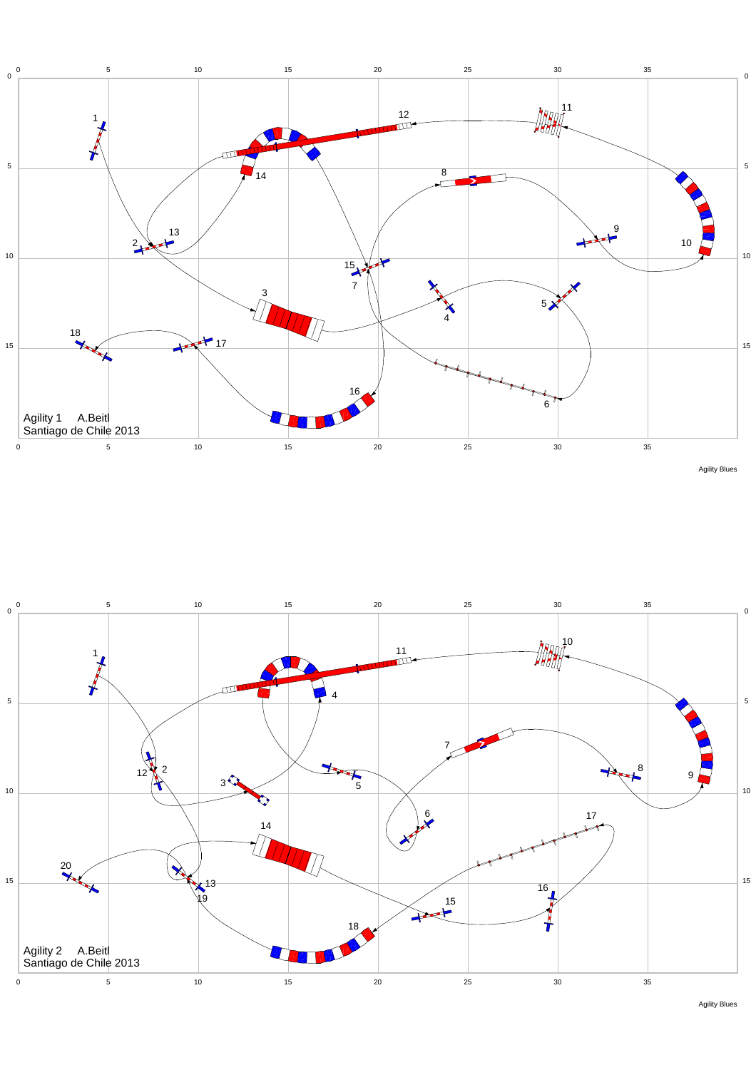Agility 1     A.Beitl
Santiago de Chile 2013

Agility Blues

Agility 2     A.Beitl
Santiago de Chile 2013

Agility Blues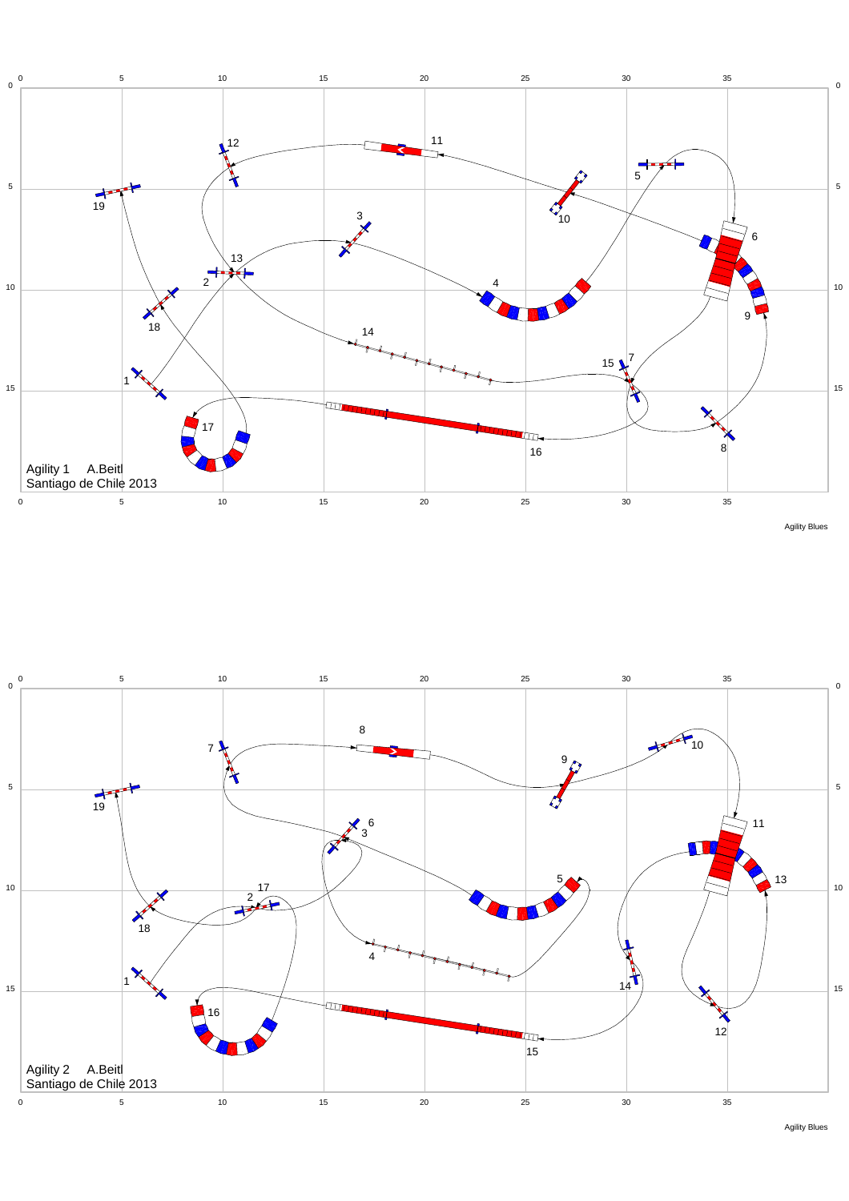Agility 1 A.Beitl
Santiago de Chile 2013

Agility Blues

Agility 2 A.Beitl
Santiago de Chile 2013

Agility Blues